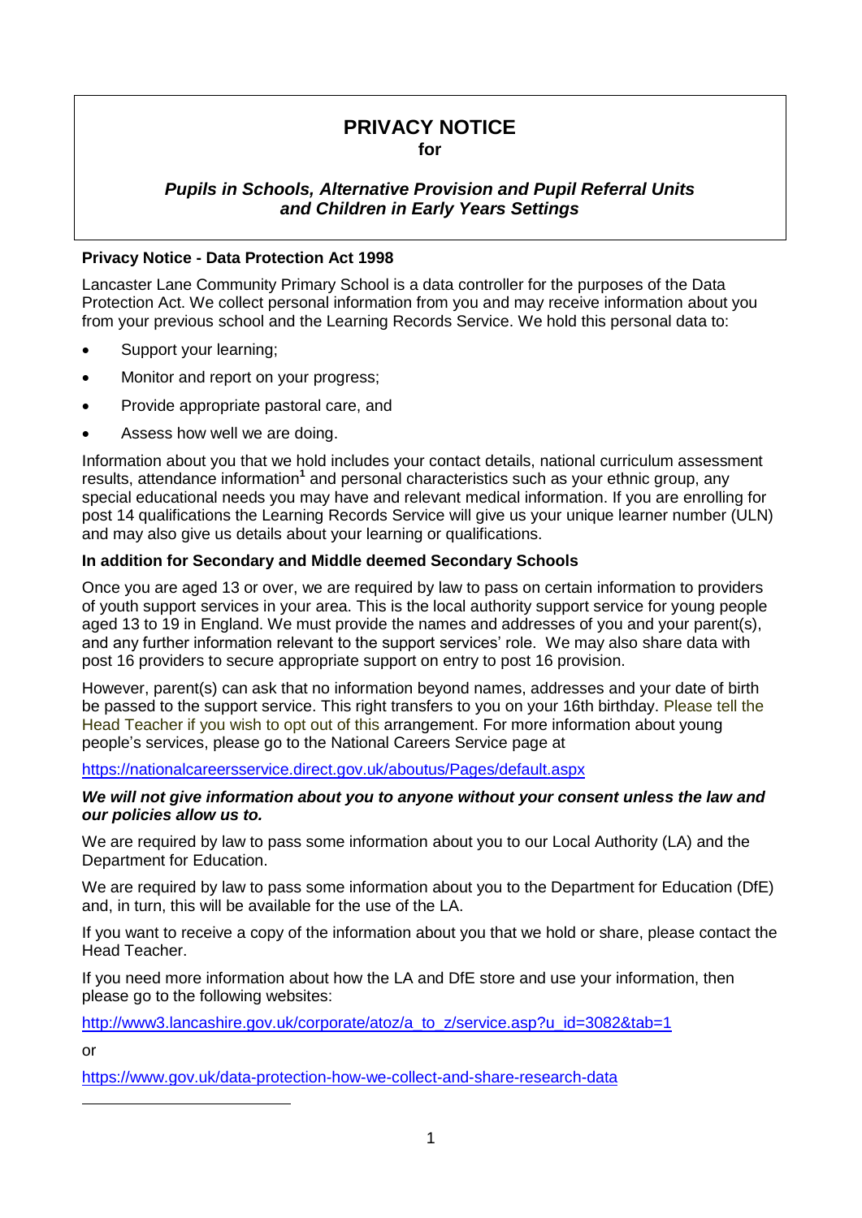# PRIVACY NOTICE

**for**

***Pupils in Schools, Alternative Provision and Pupil Referral Units and Children in Early Years Settings***

**Privacy Notice - Data Protection Act 1998**

Lancaster Lane Community Primary School is a data controller for the purposes of the Data Protection Act. We collect personal information from you and may receive information about you from your previous school and the Learning Records Service. We hold this personal data to:

- Support your learning;
- Monitor and report on your progress;
- Provide appropriate pastoral care, and
- Assess how well we are doing.

Information about you that we hold includes your contact details, national curriculum assessment results, attendance information[1] and personal characteristics such as your ethnic group, any special educational needs you may have and relevant medical information. If you are enrolling for post 14 qualifications the Learning Records Service will give us your unique learner number (ULN) and may also give us details about your learning or qualifications.

**In addition for Secondary and Middle deemed Secondary Schools**

Once you are aged 13 or over, we are required by law to pass on certain information to providers of youth support services in your area. This is the local authority support service for young people aged 13 to 19 in England. We must provide the names and addresses of you and your parent(s), and any further information relevant to the support services' role. We may also share data with post 16 providers to secure appropriate support on entry to post 16 provision.

However, parent(s) can ask that no information beyond names, addresses and your date of birth be passed to the support service. This right transfers to you on your 16th birthday. Please tell the Head Teacher if you wish to opt out of this arrangement. For more information about young people's services, please go to the National Careers Service page at

https://nationalcareersservice.direct.gov.uk/aboutus/Pages/default.aspx

***We will not give information about you to anyone without your consent unless the law and our policies allow us to.***

We are required by law to pass some information about you to our Local Authority (LA) and the Department for Education.

We are required by law to pass some information about you to the Department for Education (DfE) and, in turn, this will be available for the use of the LA.

If you want to receive a copy of the information about you that we hold or share, please contact the Head Teacher.

If you need more information about how the LA and DfE store and use your information, then please go to the following websites:

http://www3.lancashire.gov.uk/corporate/atoz/a_to_z/service.asp?u_id=3082&tab=1

or

https://www.gov.uk/data-protection-how-we-collect-and-share-research-data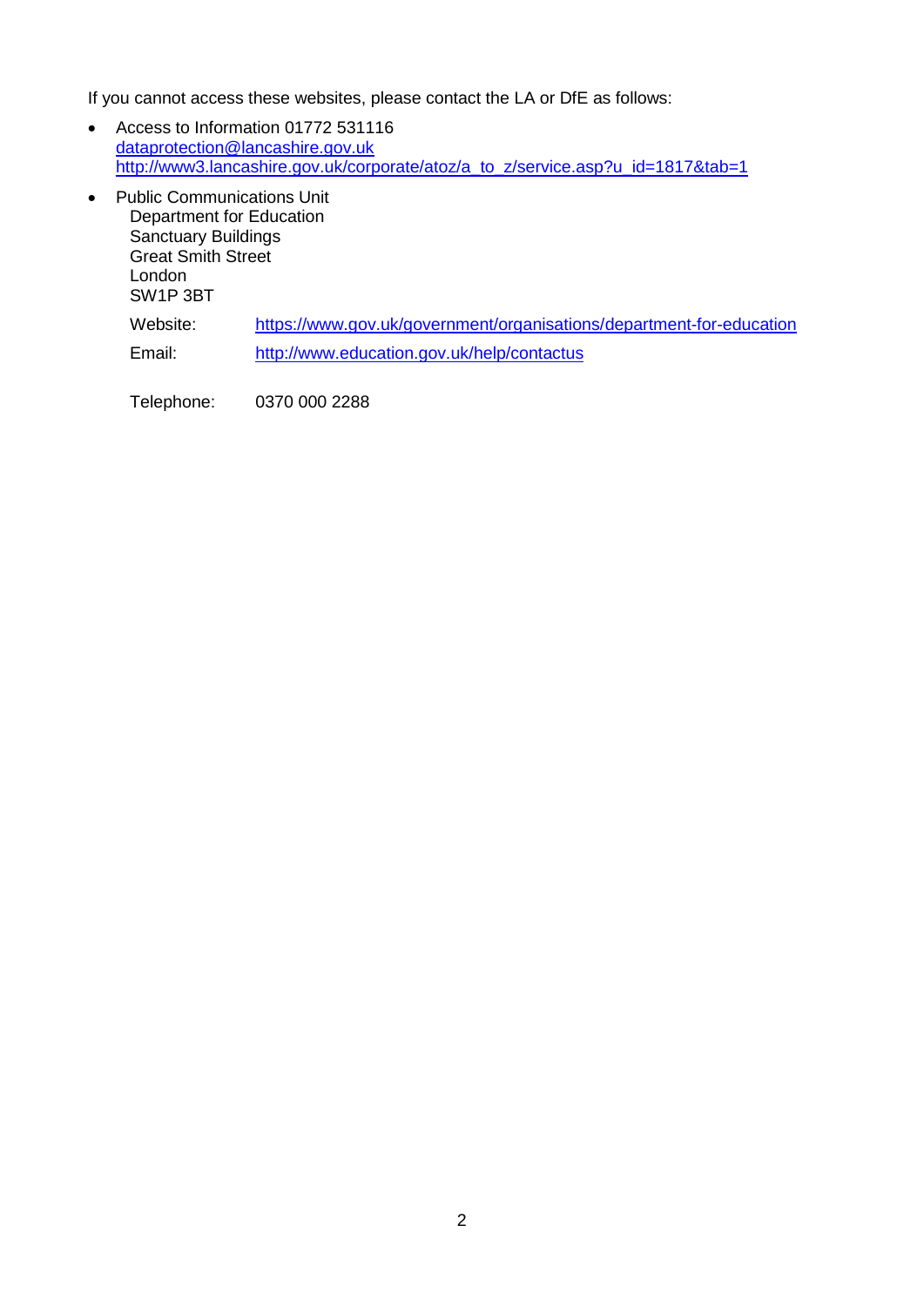If you cannot access these websites, please contact the LA or DfE as follows:

- Access to Information 01772 531116
  dataprotection@lancashire.gov.uk
  http://www3.lancashire.gov.uk/corporate/atoz/a_to_z/service.asp?u_id=1817&tab=1
- Public Communications Unit
  Department for Education
  Sanctuary Buildings
  Great Smith Street
  London
  SW1P 3BT

  Website: https://www.gov.uk/government/organisations/department-for-education

  Email: http://www.education.gov.uk/help/contactus

  Telephone: 0370 000 2288